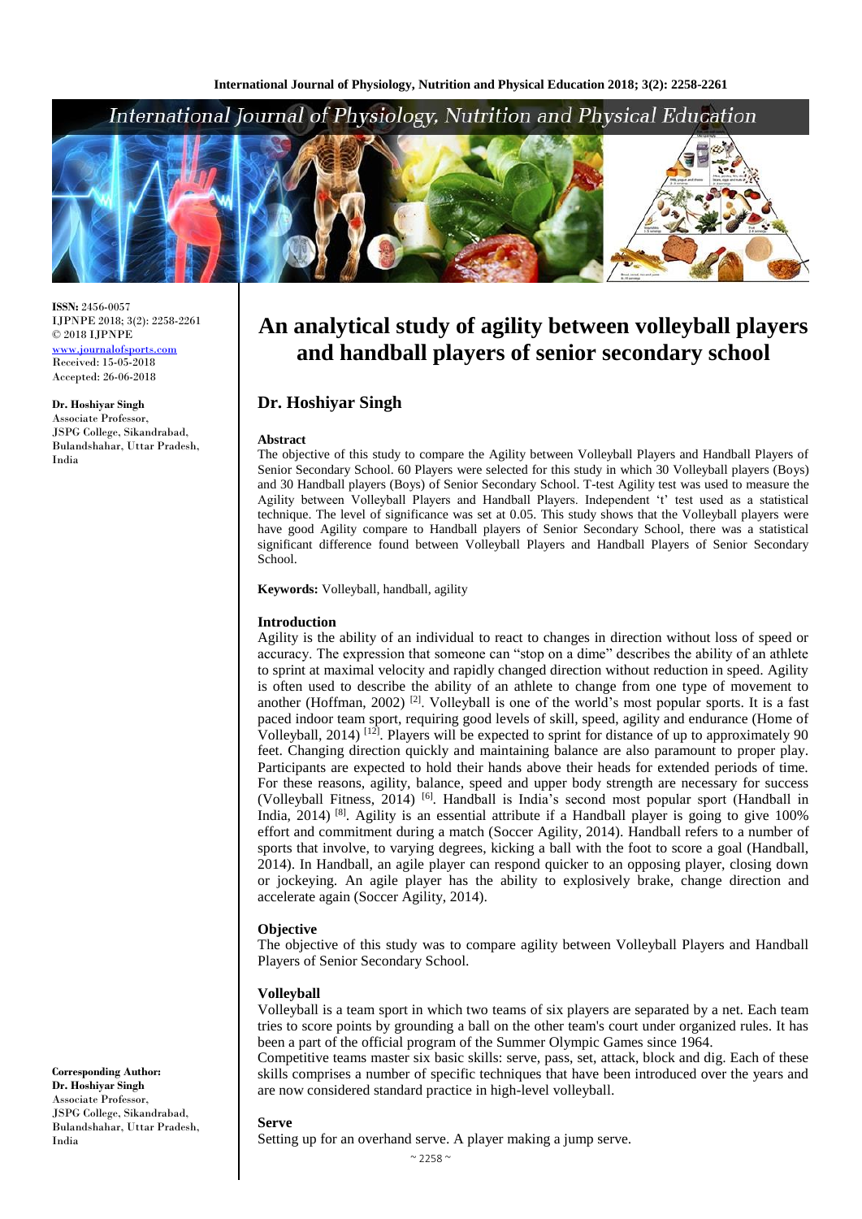ISSN: 2456-0057
IJPNPE 2018; 3(2): 2258-2261
© 2018 IJPNPE
www.journalofsports.com
Received: 15-05-2018
Accepted: 26-06-2018

**Dr. Hoshiyar Singh**
Associate Professor,
JSPG College, Sikandrabad,
Bulandshahar, Uttar Pradesh,
India

**Corresponding Author:**
**Dr. Hoshiyar Singh**
Associate Professor,
JSPG College, Sikandrabad,
Bulandshahar, Uttar Pradesh,
India

# An analytical study of agility between volleyball players and handball players of senior secondary school

## Dr. Hoshiyar Singh

### Abstract

The objective of this study to compare the Agility between Volleyball Players and Handball Players of Senior Secondary School. 60 Players were selected for this study in which 30 Volleyball players (Boys) and 30 Handball players (Boys) of Senior Secondary School. T-test Agility test was used to measure the Agility between Volleyball Players and Handball Players. Independent 't' test used as a statistical technique. The level of significance was set at 0.05. This study shows that the Volleyball players were have good Agility compare to Handball players of Senior Secondary School, there was a statistical significant difference found between Volleyball Players and Handball Players of Senior Secondary School.

**Keywords:** Volleyball, handball, agility

### Introduction

Agility is the ability of an individual to react to changes in direction without loss of speed or accuracy. The expression that someone can "stop on a dime" describes the ability of an athlete to sprint at maximal velocity and rapidly changed direction without reduction in speed. Agility is often used to describe the ability of an athlete to change from one type of movement to another (Hoffman, 2002) [2]. Volleyball is one of the world's most popular sports. It is a fast paced indoor team sport, requiring good levels of skill, speed, agility and endurance (Home of Volleyball, 2014) [12]. Players will be expected to sprint for distance of up to approximately 90 feet. Changing direction quickly and maintaining balance are also paramount to proper play. Participants are expected to hold their hands above their heads for extended periods of time. For these reasons, agility, balance, speed and upper body strength are necessary for success (Volleyball Fitness, 2014) [6]. Handball is India's second most popular sport (Handball in India, 2014) [8]. Agility is an essential attribute if a Handball player is going to give 100% effort and commitment during a match (Soccer Agility, 2014). Handball refers to a number of sports that involve, to varying degrees, kicking a ball with the foot to score a goal (Handball, 2014). In Handball, an agile player can respond quicker to an opposing player, closing down or jockeying. An agile player has the ability to explosively brake, change direction and accelerate again (Soccer Agility, 2014).

### Objective

The objective of this study was to compare agility between Volleyball Players and Handball Players of Senior Secondary School.

### Volleyball

Volleyball is a team sport in which two teams of six players are separated by a net. Each team tries to score points by grounding a ball on the other team's court under organized rules. It has been a part of the official program of the Summer Olympic Games since 1964.

Competitive teams master six basic skills: serve, pass, set, attack, block and dig. Each of these skills comprises a number of specific techniques that have been introduced over the years and are now considered standard practice in high-level volleyball.

### Serve

Setting up for an overhand serve. A player making a jump serve.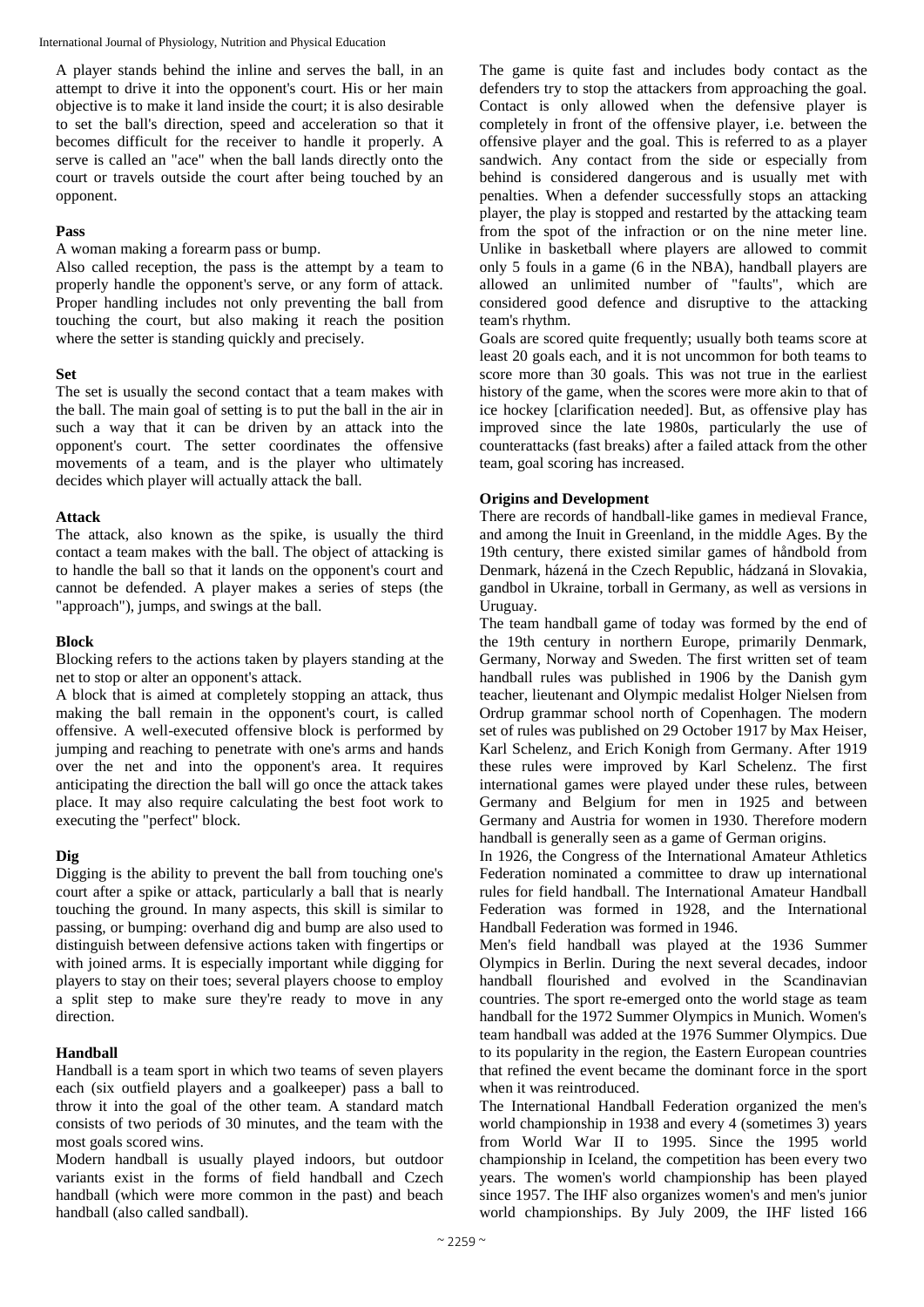A player stands behind the inline and serves the ball, in an attempt to drive it into the opponent's court. His or her main objective is to make it land inside the court; it is also desirable to set the ball's direction, speed and acceleration so that it becomes difficult for the receiver to handle it properly. A serve is called an "ace" when the ball lands directly onto the court or travels outside the court after being touched by an opponent.

### Pass

A woman making a forearm pass or bump.

Also called reception, the pass is the attempt by a team to properly handle the opponent's serve, or any form of attack. Proper handling includes not only preventing the ball from touching the court, but also making it reach the position where the setter is standing quickly and precisely.

### Set

The set is usually the second contact that a team makes with the ball. The main goal of setting is to put the ball in the air in such a way that it can be driven by an attack into the opponent's court. The setter coordinates the offensive movements of a team, and is the player who ultimately decides which player will actually attack the ball.

### Attack

The attack, also known as the spike, is usually the third contact a team makes with the ball. The object of attacking is to handle the ball so that it lands on the opponent's court and cannot be defended. A player makes a series of steps (the "approach"), jumps, and swings at the ball.

### Block

Blocking refers to the actions taken by players standing at the net to stop or alter an opponent's attack.

A block that is aimed at completely stopping an attack, thus making the ball remain in the opponent's court, is called offensive. A well-executed offensive block is performed by jumping and reaching to penetrate with one's arms and hands over the net and into the opponent's area. It requires anticipating the direction the ball will go once the attack takes place. It may also require calculating the best foot work to executing the "perfect" block.

### Dig

Digging is the ability to prevent the ball from touching one's court after a spike or attack, particularly a ball that is nearly touching the ground. In many aspects, this skill is similar to passing, or bumping: overhand dig and bump are also used to distinguish between defensive actions taken with fingertips or with joined arms. It is especially important while digging for players to stay on their toes; several players choose to employ a split step to make sure they're ready to move in any direction.

### Handball

Handball is a team sport in which two teams of seven players each (six outfield players and a goalkeeper) pass a ball to throw it into the goal of the other team. A standard match consists of two periods of 30 minutes, and the team with the most goals scored wins.

Modern handball is usually played indoors, but outdoor variants exist in the forms of field handball and Czech handball (which were more common in the past) and beach handball (also called sandball).

The game is quite fast and includes body contact as the defenders try to stop the attackers from approaching the goal. Contact is only allowed when the defensive player is completely in front of the offensive player, i.e. between the offensive player and the goal. This is referred to as a player sandwich. Any contact from the side or especially from behind is considered dangerous and is usually met with penalties. When a defender successfully stops an attacking player, the play is stopped and restarted by the attacking team from the spot of the infraction or on the nine meter line. Unlike in basketball where players are allowed to commit only 5 fouls in a game (6 in the NBA), handball players are allowed an unlimited number of "faults", which are considered good defence and disruptive to the attacking team's rhythm.

Goals are scored quite frequently; usually both teams score at least 20 goals each, and it is not uncommon for both teams to score more than 30 goals. This was not true in the earliest history of the game, when the scores were more akin to that of ice hockey [clarification needed]. But, as offensive play has improved since the late 1980s, particularly the use of counterattacks (fast breaks) after a failed attack from the other team, goal scoring has increased.

### Origins and Development

There are records of handball-like games in medieval France, and among the Inuit in Greenland, in the middle Ages. By the 19th century, there existed similar games of håndbold from Denmark, házená in the Czech Republic, hádzaná in Slovakia, gandbol in Ukraine, torball in Germany, as well as versions in Uruguay.

The team handball game of today was formed by the end of the 19th century in northern Europe, primarily Denmark, Germany, Norway and Sweden. The first written set of team handball rules was published in 1906 by the Danish gym teacher, lieutenant and Olympic medalist Holger Nielsen from Ordrup grammar school north of Copenhagen. The modern set of rules was published on 29 October 1917 by Max Heiser, Karl Schelenz, and Erich Konigh from Germany. After 1919 these rules were improved by Karl Schelenz. The first international games were played under these rules, between Germany and Belgium for men in 1925 and between Germany and Austria for women in 1930. Therefore modern handball is generally seen as a game of German origins.

In 1926, the Congress of the International Amateur Athletics Federation nominated a committee to draw up international rules for field handball. The International Amateur Handball Federation was formed in 1928, and the International Handball Federation was formed in 1946.

Men's field handball was played at the 1936 Summer Olympics in Berlin. During the next several decades, indoor handball flourished and evolved in the Scandinavian countries. The sport re-emerged onto the world stage as team handball for the 1972 Summer Olympics in Munich. Women's team handball was added at the 1976 Summer Olympics. Due to its popularity in the region, the Eastern European countries that refined the event became the dominant force in the sport when it was reintroduced.

The International Handball Federation organized the men's world championship in 1938 and every 4 (sometimes 3) years from World War II to 1995. Since the 1995 world championship in Iceland, the competition has been every two years. The women's world championship has been played since 1957. The IHF also organizes women's and men's junior world championships. By July 2009, the IHF listed 166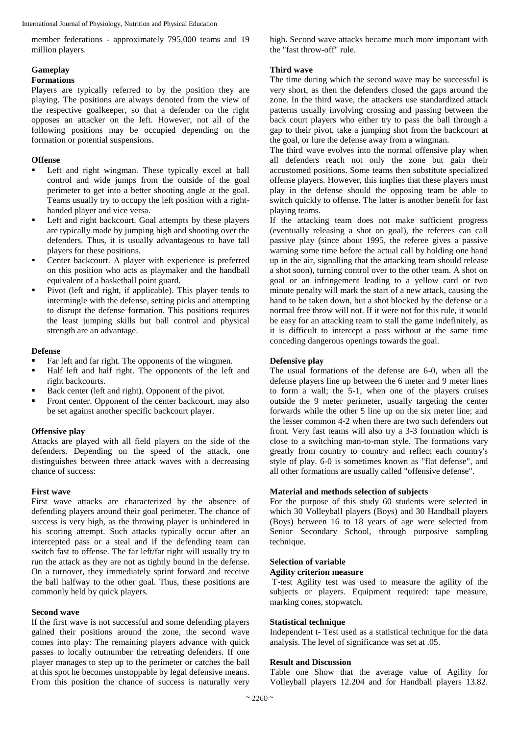member federations - approximately 795,000 teams and 19 million players.

### Gameplay

#### Formations

Players are typically referred to by the position they are playing. The positions are always denoted from the view of the respective goalkeeper, so that a defender on the right opposes an attacker on the left. However, not all of the following positions may be occupied depending on the formation or potential suspensions.

#### Offense

- Left and right wingman. These typically excel at ball control and wide jumps from the outside of the goal perimeter to get into a better shooting angle at the goal. Teams usually try to occupy the left position with a right-handed player and vice versa.
- Left and right backcourt. Goal attempts by these players are typically made by jumping high and shooting over the defenders. Thus, it is usually advantageous to have tall players for these positions.
- Center backcourt. A player with experience is preferred on this position who acts as playmaker and the handball equivalent of a basketball point guard.
- Pivot (left and right, if applicable). This player tends to intermingle with the defense, setting picks and attempting to disrupt the defense formation. This positions requires the least jumping skills but ball control and physical strength are an advantage.

#### Defense

- Far left and far right. The opponents of the wingmen.
- Half left and half right. The opponents of the left and right backcourts.
- Back center (left and right). Opponent of the pivot.
- Front center. Opponent of the center backcourt, may also be set against another specific backcourt player.

#### Offensive play

Attacks are played with all field players on the side of the defenders. Depending on the speed of the attack, one distinguishes between three attack waves with a decreasing chance of success:

#### First wave

First wave attacks are characterized by the absence of defending players around their goal perimeter. The chance of success is very high, as the throwing player is unhindered in his scoring attempt. Such attacks typically occur after an intercepted pass or a steal and if the defending team can switch fast to offense. The far left/far right will usually try to run the attack as they are not as tightly bound in the defense. On a turnover, they immediately sprint forward and receive the ball halfway to the other goal. Thus, these positions are commonly held by quick players.

#### Second wave

If the first wave is not successful and some defending players gained their positions around the zone, the second wave comes into play: The remaining players advance with quick passes to locally outnumber the retreating defenders. If one player manages to step up to the perimeter or catches the ball at this spot he becomes unstoppable by legal defensive means. From this position the chance of success is naturally very high. Second wave attacks became much more important with the "fast throw-off" rule.

#### Third wave

The time during which the second wave may be successful is very short, as then the defenders closed the gaps around the zone. In the third wave, the attackers use standardized attack patterns usually involving crossing and passing between the back court players who either try to pass the ball through a gap to their pivot, take a jumping shot from the backcourt at the goal, or lure the defense away from a wingman.

The third wave evolves into the normal offensive play when all defenders reach not only the zone but gain their accustomed positions. Some teams then substitute specialized offense players. However, this implies that these players must play in the defense should the opposing team be able to switch quickly to offense. The latter is another benefit for fast playing teams.

If the attacking team does not make sufficient progress (eventually releasing a shot on goal), the referees can call passive play (since about 1995, the referee gives a passive warning some time before the actual call by holding one hand up in the air, signalling that the attacking team should release a shot soon), turning control over to the other team. A shot on goal or an infringement leading to a yellow card or two minute penalty will mark the start of a new attack, causing the hand to be taken down, but a shot blocked by the defense or a normal free throw will not. If it were not for this rule, it would be easy for an attacking team to stall the game indefinitely, as it is difficult to intercept a pass without at the same time conceding dangerous openings towards the goal.

#### Defensive play

The usual formations of the defense are 6-0, when all the defense players line up between the 6 meter and 9 meter lines to form a wall; the 5-1, when one of the players cruises outside the 9 meter perimeter, usually targeting the center forwards while the other 5 line up on the six meter line; and the lesser common 4-2 when there are two such defenders out front. Very fast teams will also try a 3-3 formation which is close to a switching man-to-man style. The formations vary greatly from country to country and reflect each country's style of play. 6-0 is sometimes known as "flat defense", and all other formations are usually called "offensive defense".

### Material and methods selection of subjects

For the purpose of this study 60 students were selected in which 30 Volleyball players (Boys) and 30 Handball players (Boys) between 16 to 18 years of age were selected from Senior Secondary School, through purposive sampling technique.

### Selection of variable

#### Agility criterion measure

T-test Agility test was used to measure the agility of the subjects or players. Equipment required: tape measure, marking cones, stopwatch.

### Statistical technique

Independent t- Test used as a statistical technique for the data analysis. The level of significance was set at .05.

### Result and Discussion

Table one Show that the average value of Agility for Volleyball players 12.204 and for Handball players 13.82.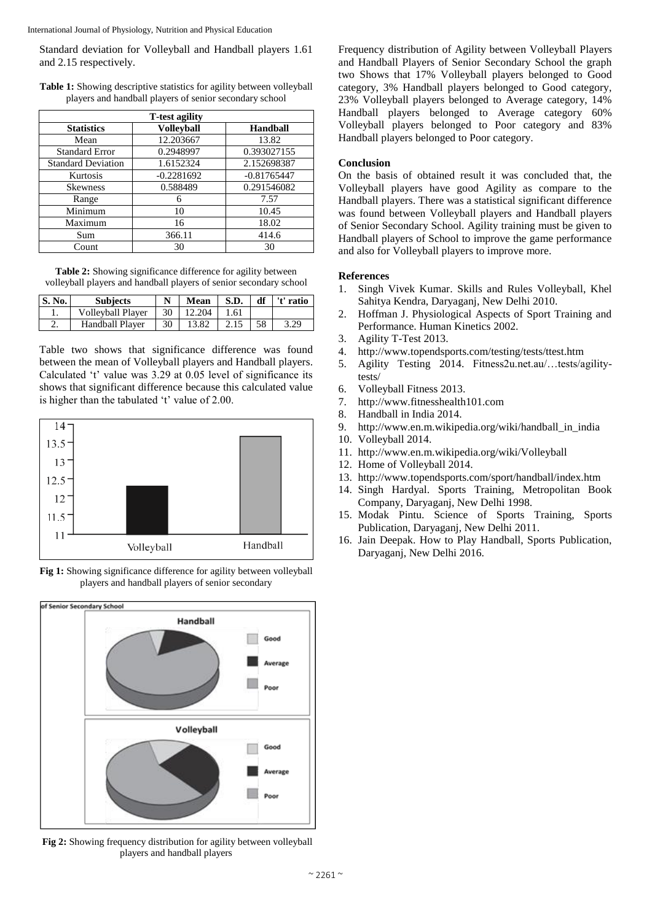Standard deviation for Volleyball and Handball players 1.61 and 2.15 respectively.

**Table 1:** Showing descriptive statistics for agility between volleyball players and handball players of senior secondary school

| T-test agility | | |
|---|---|---|
| **Statistics** | **Volleyball** | **Handball** |
| Mean | 12.203667 | 13.82 |
| Standard Error | 0.2948997 | 0.393027155 |
| Standard Deviation | 1.6152324 | 2.152698387 |
| Kurtosis | -0.2281692 | -0.81765447 |
| Skewness | 0.588489 | 0.291546082 |
| Range | 6 | 7.57 |
| Minimum | 10 | 10.45 |
| Maximum | 16 | 18.02 |
| Sum | 366.11 | 414.6 |
| Count | 30 | 30 |

**Table 2:** Showing significance difference for agility between volleyball players and handball players of senior secondary school

| S. No. | Subjects | N | Mean | S.D. | df | 't' ratio |
|---|---|---|---|---|---|---|
| 1. | Volleyball Player | 30 | 12.204 | 1.61 | | |
| 2. | Handball Player | 30 | 13.82 | 2.15 | 58 | 3.29 |

Table two shows that significance difference was found between the mean of Volleyball players and Handball players. Calculated 't' value was 3.29 at 0.05 level of significance its shows that significant difference because this calculated value is higher than the tabulated 't' value of 2.00.

14
13.5
13
12.5
12
11.5
11
Volleyball
Handball

**Fig 1:** Showing significance difference for agility between volleyball players and handball players of senior secondary

of Senior Secondary School
Handball
Good
Average
Poor
Volleyball
Good
Average
Poor

**Fig 2:** Showing frequency distribution for agility between volleyball players and handball players

Frequency distribution of Agility between Volleyball Players and Handball Players of Senior Secondary School the graph two Shows that 17% Volleyball players belonged to Good category, 3% Handball players belonged to Good category, 23% Volleyball players belonged to Average category, 14% Handball players belonged to Average category 60% Volleyball players belonged to Poor category and 83% Handball players belonged to Poor category.

## Conclusion

On the basis of obtained result it was concluded that, the Volleyball players have good Agility as compare to the Handball players. There was a statistical significant difference was found between Volleyball players and Handball players of Senior Secondary School. Agility training must be given to Handball players of School to improve the game performance and also for Volleyball players to improve more.

## References

1. Singh Vivek Kumar. Skills and Rules Volleyball, Khel Sahitya Kendra, Daryaganj, New Delhi 2010.
2. Hoffman J. Physiological Aspects of Sport Training and Performance. Human Kinetics 2002.
3. Agility T-Test 2013.
4. http://www.topendsports.com/testing/tests/ttest.htm
5. Agility Testing 2014. Fitness2u.net.au/…tests/agility-tests/
6. Volleyball Fitness 2013.
7. http://www.fitnesshealth101.com
8. Handball in India 2014.
9. http://www.en.m.wikipedia.org/wiki/handball_in_india
10. Volleyball 2014.
11. http://www.en.m.wikipedia.org/wiki/Volleyball
12. Home of Volleyball 2014.
13. http://www.topendsports.com/sport/handball/index.htm
14. Singh Hardyal. Sports Training, Metropolitan Book Company, Daryaganj, New Delhi 1998.
15. Modak Pintu. Science of Sports Training, Sports Publication, Daryaganj, New Delhi 2011.
16. Jain Deepak. How to Play Handball, Sports Publication, Daryaganj, New Delhi 2016.